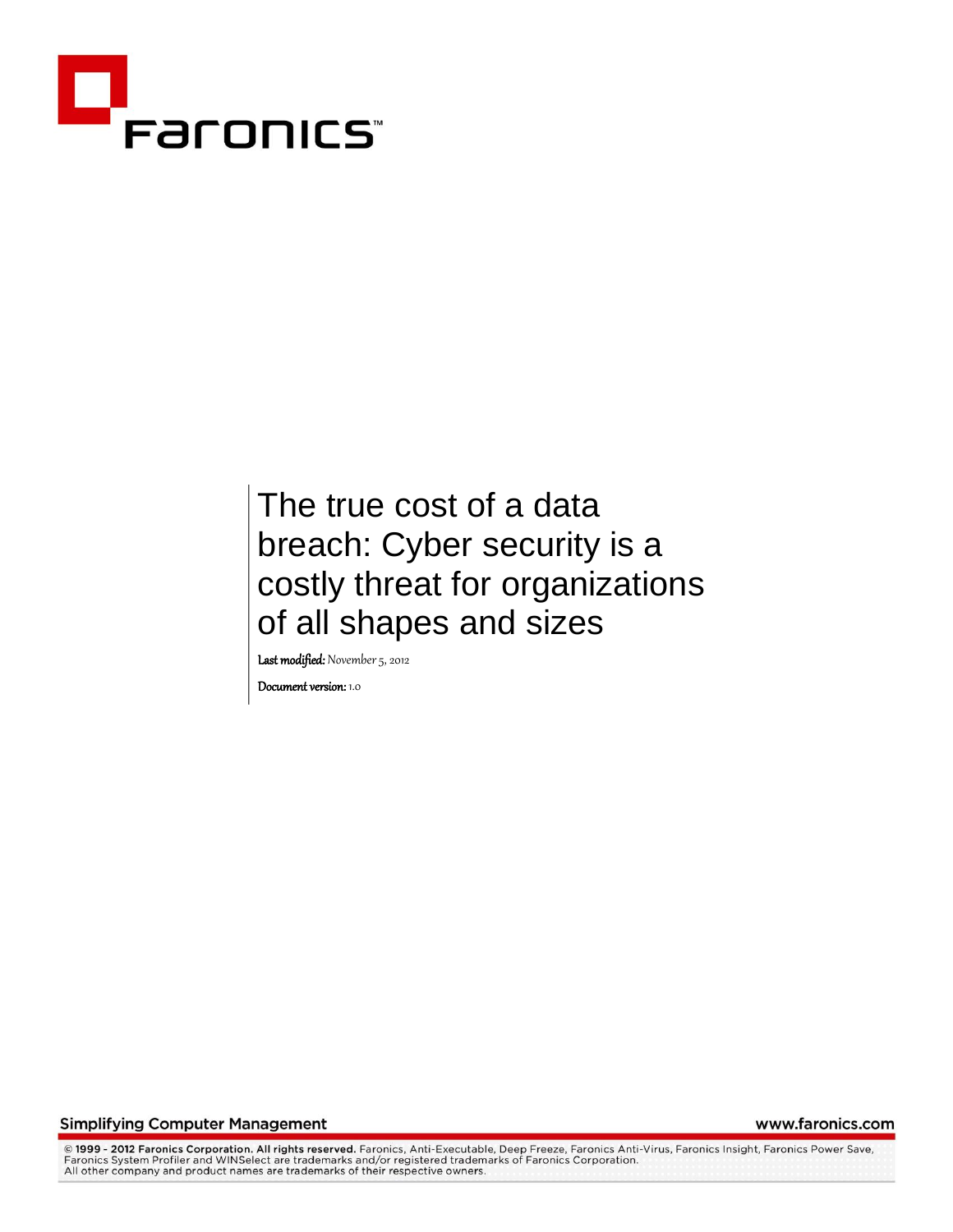Faronics

# The true cost of a data breach: Cyber security is a costly threat for organizations of all shapes and sizes

**Last modified:** *November 5, 2012*

**Document version:** 1.0

Simplifying Computer Management

www.faronics.com

**© 1999 - 2012 Faronics Corporation. All rights reserved.** Faronics, Anti-Executable, Deep Freeze, Faronics Anti-Virus, Faronics Insight, Faronics Power Save, Faronics System Profiler and WINSelect are trademarks and/or registered trademarks of Faronics Corporation. All other company and product names are trademarks of their respective owners.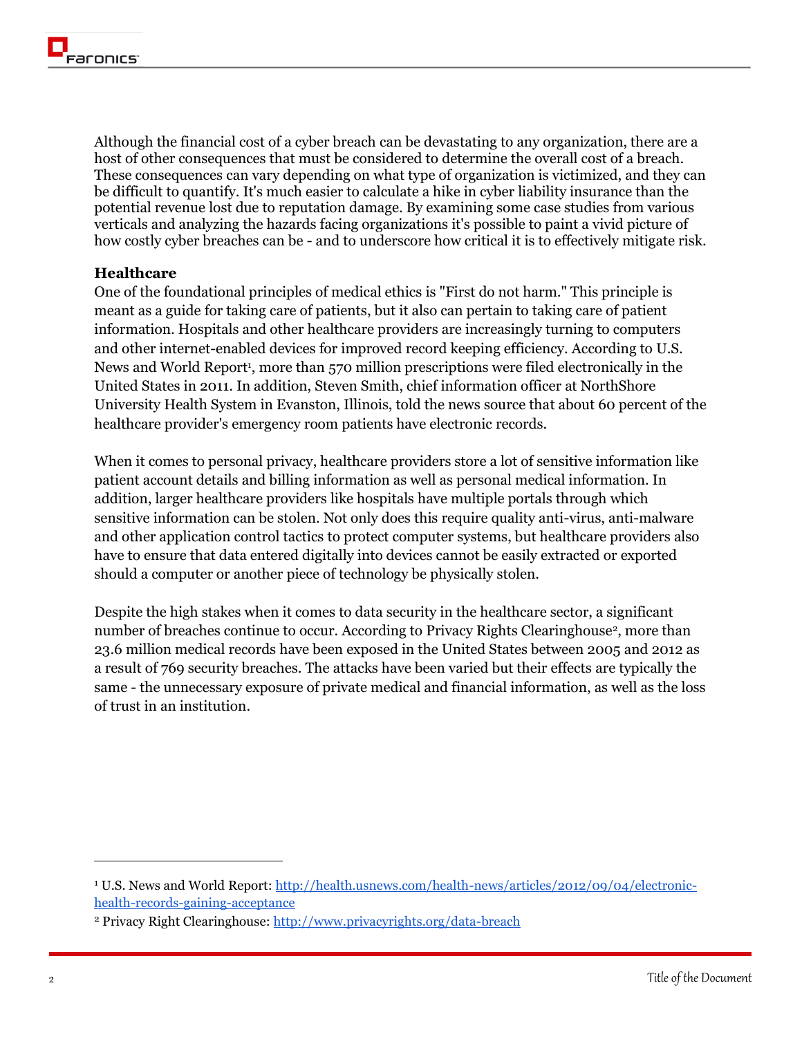Although the financial cost of a cyber breach can be devastating to any organization, there are a host of other consequences that must be considered to determine the overall cost of a breach. These consequences can vary depending on what type of organization is victimized, and they can be difficult to quantify. It's much easier to calculate a hike in cyber liability insurance than the potential revenue lost due to reputation damage. By examining some case studies from various verticals and analyzing the hazards facing organizations it's possible to paint a vivid picture of how costly cyber breaches can be - and to underscore how critical it is to effectively mitigate risk.

**Healthcare**

One of the foundational principles of medical ethics is "First do not harm." This principle is meant as a guide for taking care of patients, but it also can pertain to taking care of patient information. Hospitals and other healthcare providers are increasingly turning to computers and other internet-enabled devices for improved record keeping efficiency. According to U.S. News and World Report[1], more than 570 million prescriptions were filed electronically in the United States in 2011. In addition, Steven Smith, chief information officer at NorthShore University Health System in Evanston, Illinois, told the news source that about 60 percent of the healthcare provider's emergency room patients have electronic records.

When it comes to personal privacy, healthcare providers store a lot of sensitive information like patient account details and billing information as well as personal medical information. In addition, larger healthcare providers like hospitals have multiple portals through which sensitive information can be stolen. Not only does this require quality anti-virus, anti-malware and other application control tactics to protect computer systems, but healthcare providers also have to ensure that data entered digitally into devices cannot be easily extracted or exported should a computer or another piece of technology be physically stolen.

Despite the high stakes when it comes to data security in the healthcare sector, a significant number of breaches continue to occur. According to Privacy Rights Clearinghouse[2], more than 23.6 million medical records have been exposed in the United States between 2005 and 2012 as a result of 769 security breaches. The attacks have been varied but their effects are typically the same - the unnecessary exposure of private medical and financial information, as well as the loss of trust in an institution.

---

[1] U.S. News and World Report: http://health.usnews.com/health-news/articles/2012/09/04/electronic-health-records-gaining-acceptance

[2] Privacy Right Clearinghouse: http://www.privacyrights.org/data-breach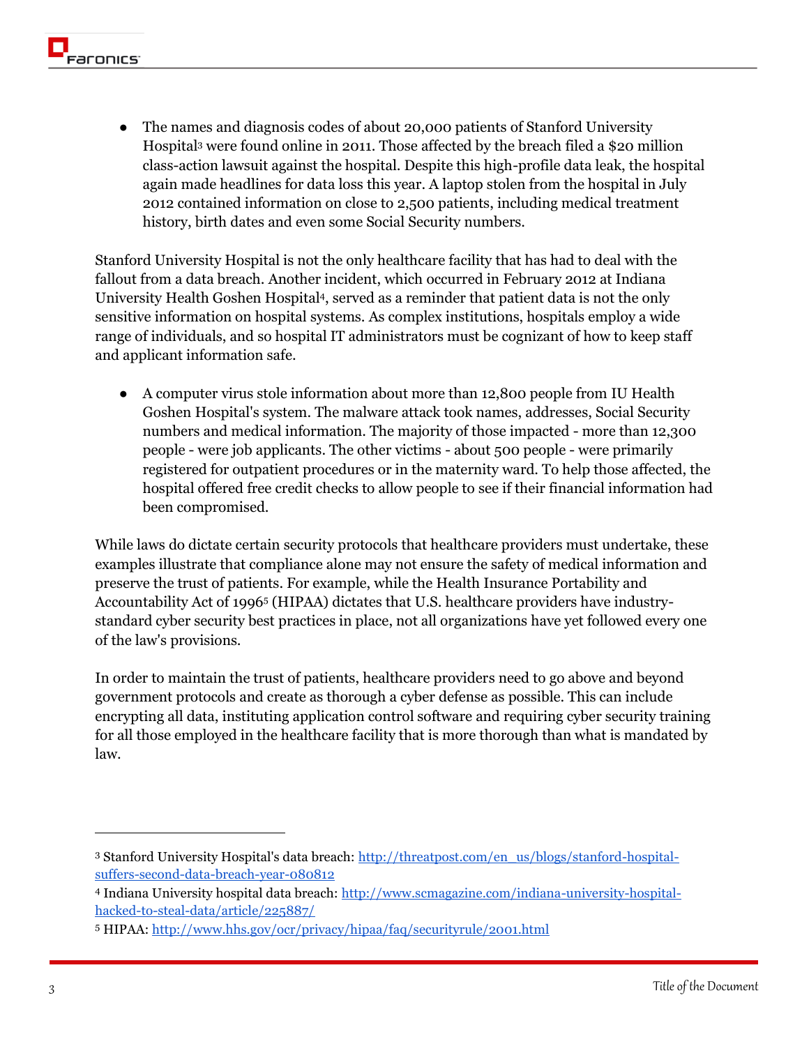- The names and diagnosis codes of about 20,000 patients of Stanford University Hospital[3] were found online in 2011. Those affected by the breach filed a $20 million class-action lawsuit against the hospital. Despite this high-profile data leak, the hospital again made headlines for data loss this year. A laptop stolen from the hospital in July 2012 contained information on close to 2,500 patients, including medical treatment history, birth dates and even some Social Security numbers.

Stanford University Hospital is not the only healthcare facility that has had to deal with the fallout from a data breach. Another incident, which occurred in February 2012 at Indiana University Health Goshen Hospital[4], served as a reminder that patient data is not the only sensitive information on hospital systems. As complex institutions, hospitals employ a wide range of individuals, and so hospital IT administrators must be cognizant of how to keep staff and applicant information safe.

- A computer virus stole information about more than 12,800 people from IU Health Goshen Hospital's system. The malware attack took names, addresses, Social Security numbers and medical information. The majority of those impacted - more than 12,300 people - were job applicants. The other victims - about 500 people - were primarily registered for outpatient procedures or in the maternity ward. To help those affected, the hospital offered free credit checks to allow people to see if their financial information had been compromised.

While laws do dictate certain security protocols that healthcare providers must undertake, these examples illustrate that compliance alone may not ensure the safety of medical information and preserve the trust of patients. For example, while the Health Insurance Portability and Accountability Act of 1996[5] (HIPAA) dictates that U.S. healthcare providers have industry-standard cyber security best practices in place, not all organizations have yet followed every one of the law's provisions.

In order to maintain the trust of patients, healthcare providers need to go above and beyond government protocols and create as thorough a cyber defense as possible. This can include encrypting all data, instituting application control software and requiring cyber security training for all those employed in the healthcare facility that is more thorough than what is mandated by law.

---

[3] Stanford University Hospital's data breach: http://threatpost.com/en_us/blogs/stanford-hospital-suffers-second-data-breach-year-080812

[4] Indiana University hospital data breach: http://www.scmagazine.com/indiana-university-hospital-hacked-to-steal-data/article/225887/

[5] HIPAA: http://www.hhs.gov/ocr/privacy/hipaa/faq/securityrule/2001.html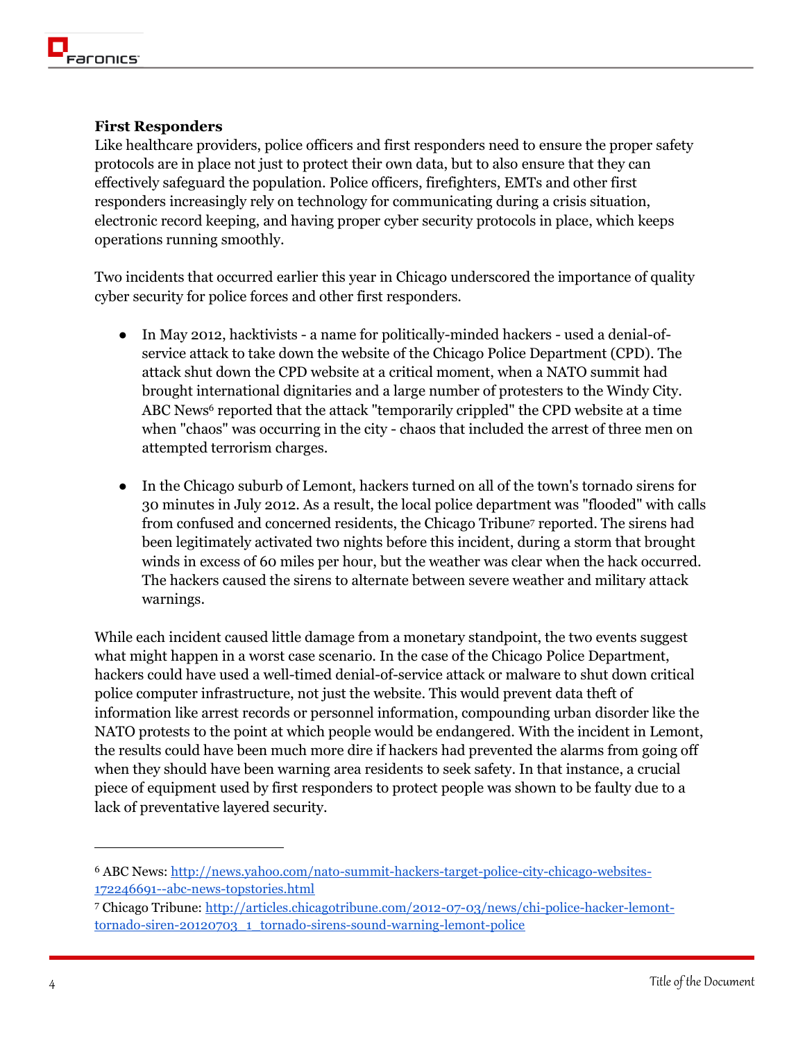**First Responders**

Like healthcare providers, police officers and first responders need to ensure the proper safety protocols are in place not just to protect their own data, but to also ensure that they can effectively safeguard the population. Police officers, firefighters, EMTs and other first responders increasingly rely on technology for communicating during a crisis situation, electronic record keeping, and having proper cyber security protocols in place, which keeps operations running smoothly.

Two incidents that occurred earlier this year in Chicago underscored the importance of quality cyber security for police forces and other first responders.

- In May 2012, hacktivists - a name for politically-minded hackers - used a denial-of-service attack to take down the website of the Chicago Police Department (CPD). The attack shut down the CPD website at a critical moment, when a NATO summit had brought international dignitaries and a large number of protesters to the Windy City. ABC News[6] reported that the attack "temporarily crippled" the CPD website at a time when "chaos" was occurring in the city - chaos that included the arrest of three men on attempted terrorism charges.

- In the Chicago suburb of Lemont, hackers turned on all of the town's tornado sirens for 30 minutes in July 2012. As a result, the local police department was "flooded" with calls from confused and concerned residents, the Chicago Tribune[7] reported. The sirens had been legitimately activated two nights before this incident, during a storm that brought winds in excess of 60 miles per hour, but the weather was clear when the hack occurred. The hackers caused the sirens to alternate between severe weather and military attack warnings.

While each incident caused little damage from a monetary standpoint, the two events suggest what might happen in a worst case scenario. In the case of the Chicago Police Department, hackers could have used a well-timed denial-of-service attack or malware to shut down critical police computer infrastructure, not just the website. This would prevent data theft of information like arrest records or personnel information, compounding urban disorder like the NATO protests to the point at which people would be endangered. With the incident in Lemont, the results could have been much more dire if hackers had prevented the alarms from going off when they should have been warning area residents to seek safety. In that instance, a crucial piece of equipment used by first responders to protect people was shown to be faulty due to a lack of preventative layered security.

---

[6] ABC News: http://news.yahoo.com/nato-summit-hackers-target-police-city-chicago-websites-172246691--abc-news-topstories.html

[7] Chicago Tribune: http://articles.chicagotribune.com/2012-07-03/news/chi-police-hacker-lemont-tornado-siren-20120703_1_tornado-sirens-sound-warning-lemont-police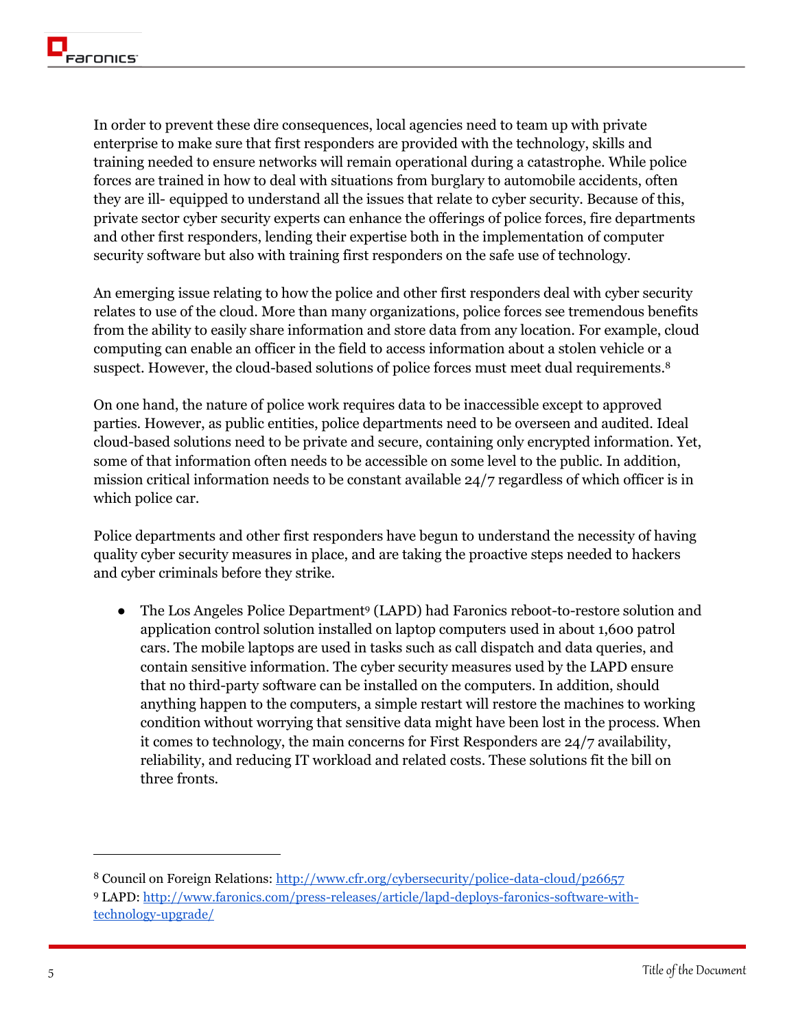In order to prevent these dire consequences, local agencies need to team up with private enterprise to make sure that first responders are provided with the technology, skills and training needed to ensure networks will remain operational during a catastrophe. While police forces are trained in how to deal with situations from burglary to automobile accidents, often they are ill- equipped to understand all the issues that relate to cyber security. Because of this, private sector cyber security experts can enhance the offerings of police forces, fire departments and other first responders, lending their expertise both in the implementation of computer security software but also with training first responders on the safe use of technology.

An emerging issue relating to how the police and other first responders deal with cyber security relates to use of the cloud. More than many organizations, police forces see tremendous benefits from the ability to easily share information and store data from any location. For example, cloud computing can enable an officer in the field to access information about a stolen vehicle or a suspect. However, the cloud-based solutions of police forces must meet dual requirements.[8]

On one hand, the nature of police work requires data to be inaccessible except to approved parties. However, as public entities, police departments need to be overseen and audited. Ideal cloud-based solutions need to be private and secure, containing only encrypted information. Yet, some of that information often needs to be accessible on some level to the public. In addition, mission critical information needs to be constant available 24/7 regardless of which officer is in which police car.

Police departments and other first responders have begun to understand the necessity of having quality cyber security measures in place, and are taking the proactive steps needed to hackers and cyber criminals before they strike.

- The Los Angeles Police Department[9] (LAPD) had Faronics reboot-to-restore solution and application control solution installed on laptop computers used in about 1,600 patrol cars. The mobile laptops are used in tasks such as call dispatch and data queries, and contain sensitive information. The cyber security measures used by the LAPD ensure that no third-party software can be installed on the computers. In addition, should anything happen to the computers, a simple restart will restore the machines to working condition without worrying that sensitive data might have been lost in the process. When it comes to technology, the main concerns for First Responders are 24/7 availability, reliability, and reducing IT workload and related costs. These solutions fit the bill on three fronts.

---

[8] Council on Foreign Relations: http://www.cfr.org/cybersecurity/police-data-cloud/p26657

[9] LAPD: http://www.faronics.com/press-releases/article/lapd-deploys-faronics-software-with-technology-upgrade/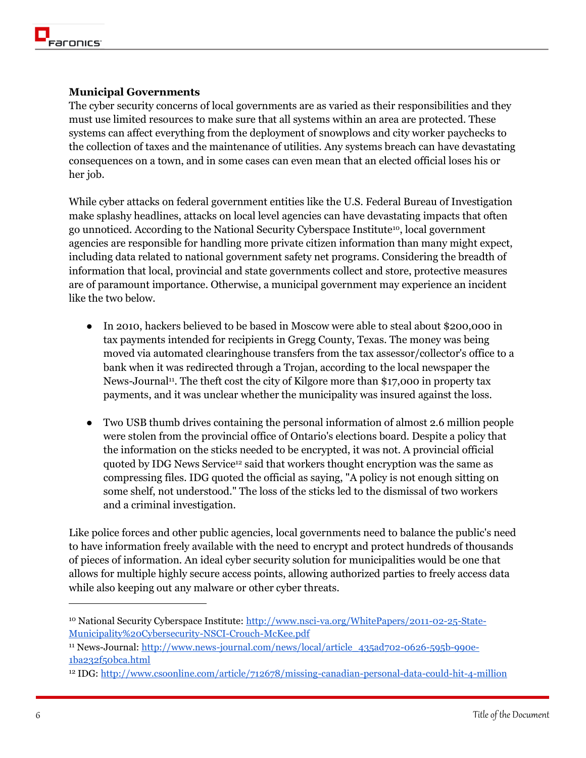### Municipal Governments

The cyber security concerns of local governments are as varied as their responsibilities and they must use limited resources to make sure that all systems within an area are protected. These systems can affect everything from the deployment of snowplows and city worker paychecks to the collection of taxes and the maintenance of utilities. Any systems breach can have devastating consequences on a town, and in some cases can even mean that an elected official loses his or her job.

While cyber attacks on federal government entities like the U.S. Federal Bureau of Investigation make splashy headlines, attacks on local level agencies can have devastating impacts that often go unnoticed. According to the National Security Cyberspace Institute[10], local government agencies are responsible for handling more private citizen information than many might expect, including data related to national government safety net programs. Considering the breadth of information that local, provincial and state governments collect and store, protective measures are of paramount importance. Otherwise, a municipal government may experience an incident like the two below.

- In 2010, hackers believed to be based in Moscow were able to steal about $200,000 in tax payments intended for recipients in Gregg County, Texas. The money was being moved via automated clearinghouse transfers from the tax assessor/collector's office to a bank when it was redirected through a Trojan, according to the local newspaper the News-Journal[11]. The theft cost the city of Kilgore more than $17,000 in property tax payments, and it was unclear whether the municipality was insured against the loss.

- Two USB thumb drives containing the personal information of almost 2.6 million people were stolen from the provincial office of Ontario's elections board. Despite a policy that the information on the sticks needed to be encrypted, it was not. A provincial official quoted by IDG News Service[12] said that workers thought encryption was the same as compressing files. IDG quoted the official as saying, "A policy is not enough sitting on some shelf, not understood." The loss of the sticks led to the dismissal of two workers and a criminal investigation.

Like police forces and other public agencies, local governments need to balance the public's need to have information freely available with the need to encrypt and protect hundreds of thousands of pieces of information. An ideal cyber security solution for municipalities would be one that allows for multiple highly secure access points, allowing authorized parties to freely access data while also keeping out any malware or other cyber threats.

---

[10] National Security Cyberspace Institute: http://www.nsci-va.org/WhitePapers/2011-02-25-State-Municipality%20Cybersecurity-NSCI-Crouch-McKee.pdf

[11] News-Journal: http://www.news-journal.com/news/local/article_435ad702-0626-595b-990e-1ba232f50bca.html

[12] IDG: http://www.csoonline.com/article/712678/missing-canadian-personal-data-could-hit-4-million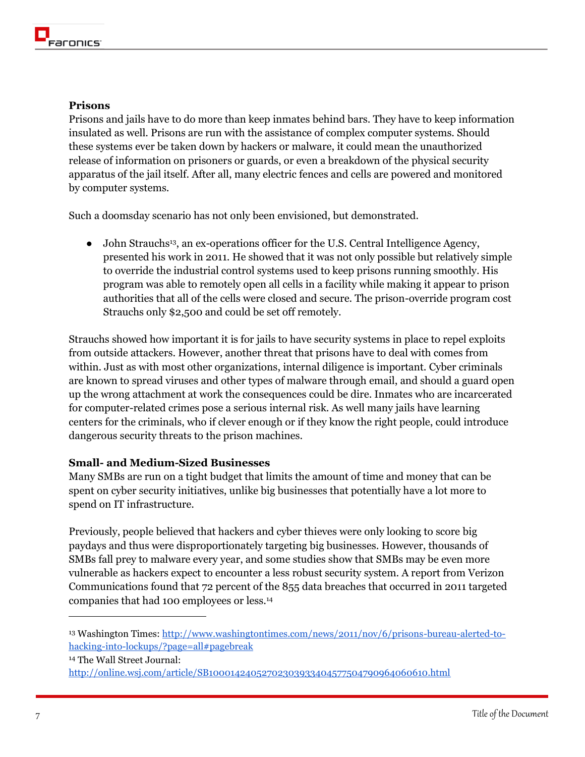### Prisons

Prisons and jails have to do more than keep inmates behind bars. They have to keep information insulated as well. Prisons are run with the assistance of complex computer systems. Should these systems ever be taken down by hackers or malware, it could mean the unauthorized release of information on prisoners or guards, or even a breakdown of the physical security apparatus of the jail itself. After all, many electric fences and cells are powered and monitored by computer systems.

Such a doomsday scenario has not only been envisioned, but demonstrated.

- John Strauchs[13], an ex-operations officer for the U.S. Central Intelligence Agency, presented his work in 2011. He showed that it was not only possible but relatively simple to override the industrial control systems used to keep prisons running smoothly. His program was able to remotely open all cells in a facility while making it appear to prison authorities that all of the cells were closed and secure. The prison-override program cost Strauchs only $2,500 and could be set off remotely.

Strauchs showed how important it is for jails to have security systems in place to repel exploits from outside attackers. However, another threat that prisons have to deal with comes from within. Just as with most other organizations, internal diligence is important. Cyber criminals are known to spread viruses and other types of malware through email, and should a guard open up the wrong attachment at work the consequences could be dire. Inmates who are incarcerated for computer-related crimes pose a serious internal risk. As well many jails have learning centers for the criminals, who if clever enough or if they know the right people, could introduce dangerous security threats to the prison machines.

### Small- and Medium-Sized Businesses

Many SMBs are run on a tight budget that limits the amount of time and money that can be spent on cyber security initiatives, unlike big businesses that potentially have a lot more to spend on IT infrastructure.

Previously, people believed that hackers and cyber thieves were only looking to score big paydays and thus were disproportionately targeting big businesses. However, thousands of SMBs fall prey to malware every year, and some studies show that SMBs may be even more vulnerable as hackers expect to encounter a less robust security system. A report from Verizon Communications found that 72 percent of the 855 data breaches that occurred in 2011 targeted companies that had 100 employees or less.[14]

---

[13] Washington Times: http://www.washingtontimes.com/news/2011/nov/6/prisons-bureau-alerted-to-hacking-into-lockups/?page=all#pagebreak

[14] The Wall Street Journal: http://online.wsj.com/article/SB10001424052702303933404577504790964060610.html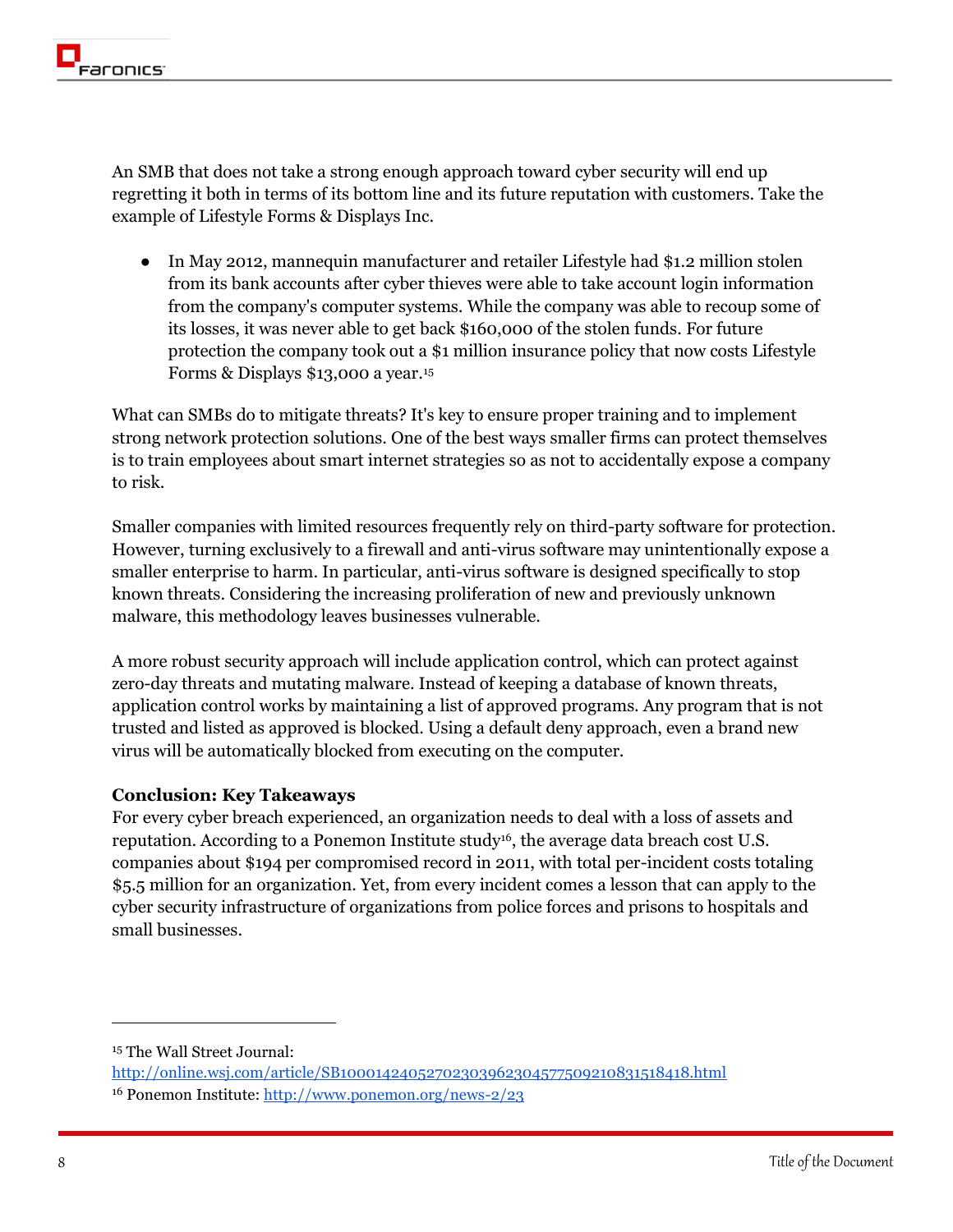An SMB that does not take a strong enough approach toward cyber security will end up regretting it both in terms of its bottom line and its future reputation with customers. Take the example of Lifestyle Forms & Displays Inc.

- In May 2012, mannequin manufacturer and retailer Lifestyle had $1.2 million stolen from its bank accounts after cyber thieves were able to take account login information from the company's computer systems. While the company was able to recoup some of its losses, it was never able to get back $160,000 of the stolen funds. For future protection the company took out a $1 million insurance policy that now costs Lifestyle Forms & Displays $13,000 a year.[15]

What can SMBs do to mitigate threats? It's key to ensure proper training and to implement strong network protection solutions. One of the best ways smaller firms can protect themselves is to train employees about smart internet strategies so as not to accidentally expose a company to risk.

Smaller companies with limited resources frequently rely on third-party software for protection. However, turning exclusively to a firewall and anti-virus software may unintentionally expose a smaller enterprise to harm. In particular, anti-virus software is designed specifically to stop known threats. Considering the increasing proliferation of new and previously unknown malware, this methodology leaves businesses vulnerable.

A more robust security approach will include application control, which can protect against zero-day threats and mutating malware. Instead of keeping a database of known threats, application control works by maintaining a list of approved programs. Any program that is not trusted and listed as approved is blocked. Using a default deny approach, even a brand new virus will be automatically blocked from executing on the computer.

**Conclusion: Key Takeaways**

For every cyber breach experienced, an organization needs to deal with a loss of assets and reputation. According to a Ponemon Institute study[16], the average data breach cost U.S. companies about $194 per compromised record in 2011, with total per-incident costs totaling $5.5 million for an organization. Yet, from every incident comes a lesson that can apply to the cyber security infrastructure of organizations from police forces and prisons to hospitals and small businesses.

---

[15] The Wall Street Journal: http://online.wsj.com/article/SB10001424052702303962304577509210831518418.html

[16] Ponemon Institute: http://www.ponemon.org/news-2/23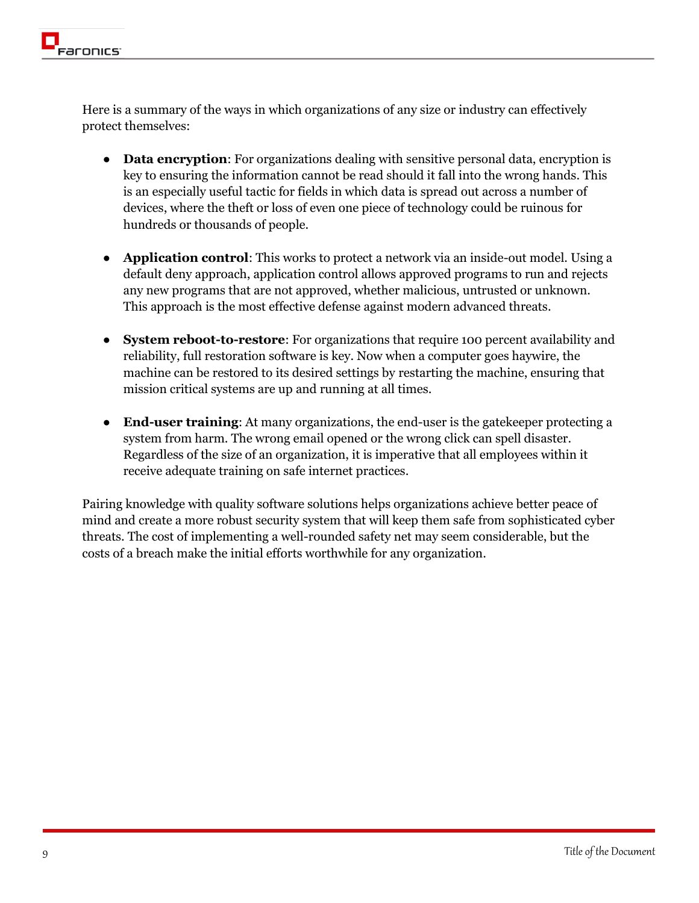Here is a summary of the ways in which organizations of any size or industry can effectively protect themselves:

- **Data encryption**: For organizations dealing with sensitive personal data, encryption is key to ensuring the information cannot be read should it fall into the wrong hands. This is an especially useful tactic for fields in which data is spread out across a number of devices, where the theft or loss of even one piece of technology could be ruinous for hundreds or thousands of people.

- **Application control**: This works to protect a network via an inside-out model. Using a default deny approach, application control allows approved programs to run and rejects any new programs that are not approved, whether malicious, untrusted or unknown. This approach is the most effective defense against modern advanced threats.

- **System reboot-to-restore**: For organizations that require 100 percent availability and reliability, full restoration software is key. Now when a computer goes haywire, the machine can be restored to its desired settings by restarting the machine, ensuring that mission critical systems are up and running at all times.

- **End-user training**: At many organizations, the end-user is the gatekeeper protecting a system from harm. The wrong email opened or the wrong click can spell disaster. Regardless of the size of an organization, it is imperative that all employees within it receive adequate training on safe internet practices.

Pairing knowledge with quality software solutions helps organizations achieve better peace of mind and create a more robust security system that will keep them safe from sophisticated cyber threats. The cost of implementing a well-rounded safety net may seem considerable, but the costs of a breach make the initial efforts worthwhile for any organization.